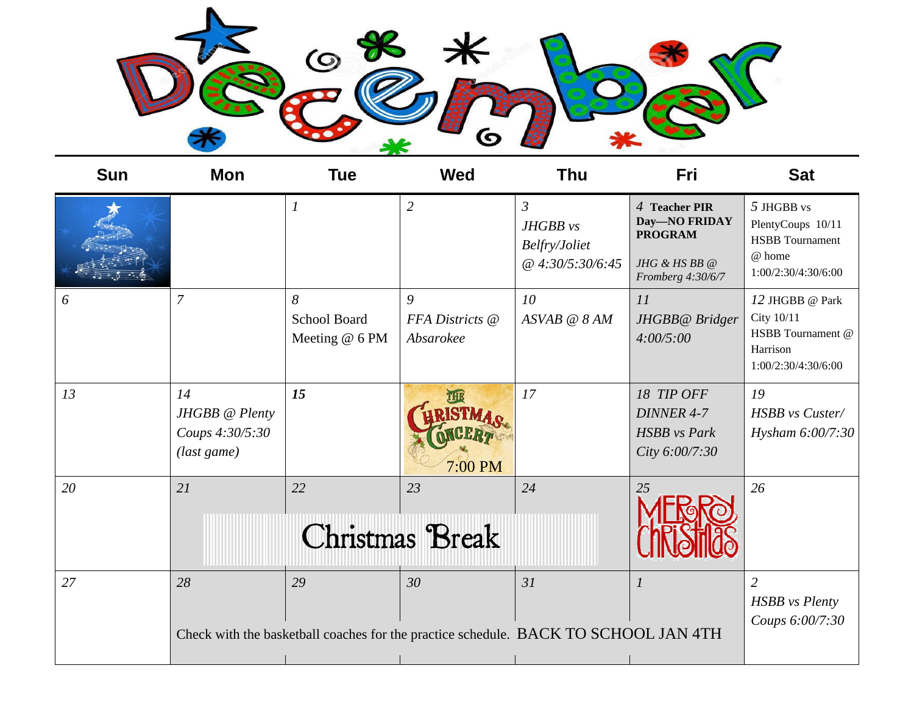# December

| Sun | Mon | Tue | Wed | Thu | Fri | Sat |
|---|---|---|---|---|---|---|
| | | *1* | *2* | *3* *JHGBB vs Belfry/Joliet @ 4:30/5:30/6:45* | *4* **Teacher PIR Day—NO FRIDAY PROGRAM** *JHG & HS BB @ Fromberg 4:30/6/7* | *5* JHGBB vs PlentyCoups 10/11 HSBB Tournament @ home 1:00/2:30/4:30/6:00 |
| *6* | *7* | *8* School Board Meeting @ 6 PM | *9* *FFA Districts @ Absarokee* | *10* *ASVAB @ 8 AM* | *11* *JHGBB@ Bridger 4:00/5:00* | *12* JHGBB @ Park City 10/11 HSBB Tournament @ Harrison 1:00/2:30/4:30/6:00 |
| *13* | *14* *JHGBB @ Plenty Coups 4:30/5:30 (last game)* | ***15*** | THE CHRISTMAS CONCERT 7:00 PM | *17* | *18 TIP OFF DINNER 4-7* *HSBB vs Park City 6:00/7:30* | *19* *HSBB vs Custer/ Hysham 6:00/7:30* |
| *20* | *21* Christmas Break | *22* | *23* | *24* | *25* MERRY CHRISTMAS | *26* |
| *27* | *28* Check with the basketball coaches for the practice schedule. BACK TO SCHOOL JAN 4TH | *29* | *30* | *31* | *1* | *2* *HSBB vs Plenty Coups 6:00/7:30* |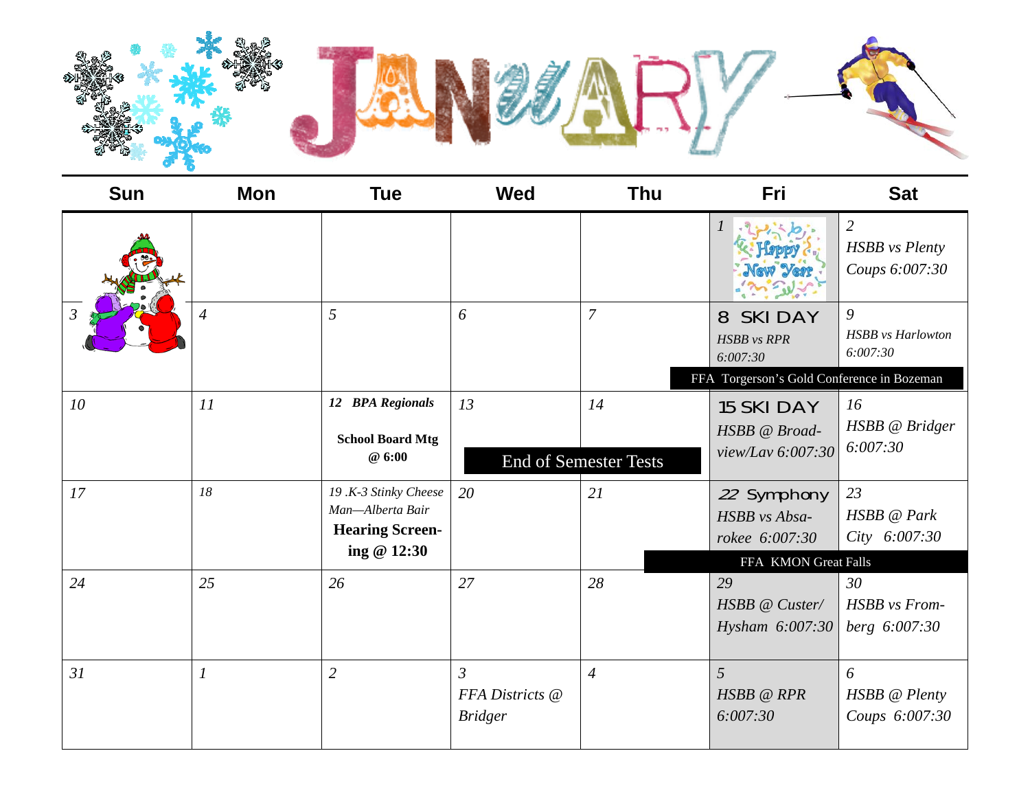# JANUARY

| Sun | Mon | Tue | Wed | Thu | Fri | Sat |
|---|---|---|---|---|---|---|
| | | | | | 1 Happy New Year | 2 HSBB vs Plenty Coups 6:007:30 |
| 3 | 4 | 5 | 6 | 7 | 8 SKI DAY HSBB vs RPR 6:007:30 | 9 HSBB vs Harlowton 6:007:30 |
| | | | | | FFA Torgerson's Gold Conference in Bozeman | |
| 10 | 11 | 12 **BPA Regionals** **School Board Mtg @ 6:00** | 13 | 14 | 15 SKI DAY HSBB @ Broadview/Lav 6:007:30 | 16 HSBB @ Bridger 6:007:30 |
| | | | End of Semester Tests | | | |
| 17 | 18 | 19 .K-3 Stinky Cheese Man—Alberta Bair **Hearing Screening @ 12:30** | 20 | 21 | 22 Symphony HSBB vs Absarokee 6:007:30 | 23 HSBB @ Park City 6:007:30 |
| | | | | | FFA KMON Great Falls | |
| 24 | 25 | 26 | 27 | 28 | 29 HSBB @ Custer/Hysham 6:007:30 | 30 HSBB vs Fromberg 6:007:30 |
| 31 | 1 | 2 | 3 FFA Districts @ Bridger | 4 | 5 HSBB @ RPR 6:007:30 | 6 HSBB @ Plenty Coups 6:007:30 |